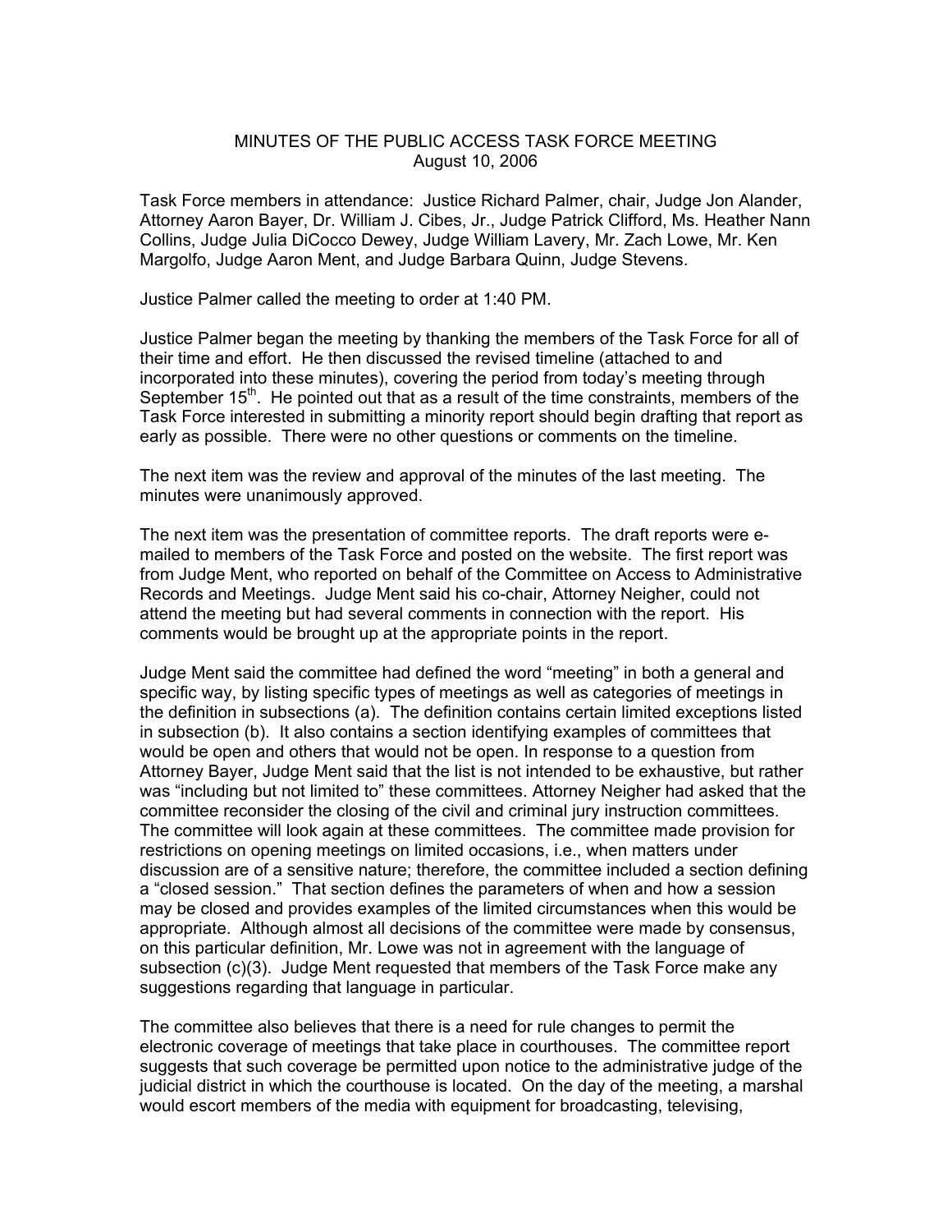# MINUTES OF THE PUBLIC ACCESS TASK FORCE MEETING
August 10, 2006

Task Force members in attendance: Justice Richard Palmer, chair, Judge Jon Alander, Attorney Aaron Bayer, Dr. William J. Cibes, Jr., Judge Patrick Clifford, Ms. Heather Nann Collins, Judge Julia DiCocco Dewey, Judge William Lavery, Mr. Zach Lowe, Mr. Ken Margolfo, Judge Aaron Ment, and Judge Barbara Quinn, Judge Stevens.

Justice Palmer called the meeting to order at 1:40 PM.

Justice Palmer began the meeting by thanking the members of the Task Force for all of their time and effort. He then discussed the revised timeline (attached to and incorporated into these minutes), covering the period from today's meeting through September 15th. He pointed out that as a result of the time constraints, members of the Task Force interested in submitting a minority report should begin drafting that report as early as possible. There were no other questions or comments on the timeline.

The next item was the review and approval of the minutes of the last meeting. The minutes were unanimously approved.

The next item was the presentation of committee reports. The draft reports were e-mailed to members of the Task Force and posted on the website. The first report was from Judge Ment, who reported on behalf of the Committee on Access to Administrative Records and Meetings. Judge Ment said his co-chair, Attorney Neigher, could not attend the meeting but had several comments in connection with the report. His comments would be brought up at the appropriate points in the report.

Judge Ment said the committee had defined the word "meeting" in both a general and specific way, by listing specific types of meetings as well as categories of meetings in the definition in subsections (a). The definition contains certain limited exceptions listed in subsection (b). It also contains a section identifying examples of committees that would be open and others that would not be open. In response to a question from Attorney Bayer, Judge Ment said that the list is not intended to be exhaustive, but rather was "including but not limited to" these committees. Attorney Neigher had asked that the committee reconsider the closing of the civil and criminal jury instruction committees. The committee will look again at these committees. The committee made provision for restrictions on opening meetings on limited occasions, i.e., when matters under discussion are of a sensitive nature; therefore, the committee included a section defining a "closed session." That section defines the parameters of when and how a session may be closed and provides examples of the limited circumstances when this would be appropriate. Although almost all decisions of the committee were made by consensus, on this particular definition, Mr. Lowe was not in agreement with the language of subsection (c)(3). Judge Ment requested that members of the Task Force make any suggestions regarding that language in particular.

The committee also believes that there is a need for rule changes to permit the electronic coverage of meetings that take place in courthouses. The committee report suggests that such coverage be permitted upon notice to the administrative judge of the judicial district in which the courthouse is located. On the day of the meeting, a marshal would escort members of the media with equipment for broadcasting, televising,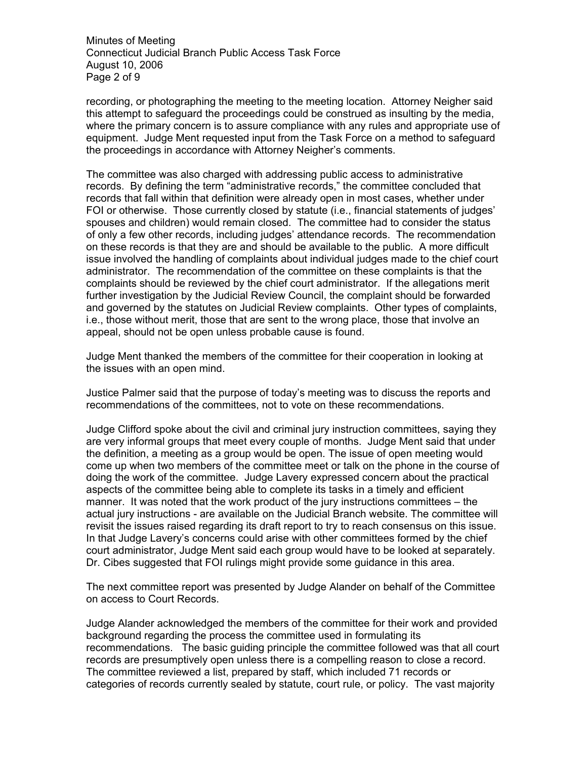recording, or photographing the meeting to the meeting location. Attorney Neigher said this attempt to safeguard the proceedings could be construed as insulting by the media, where the primary concern is to assure compliance with any rules and appropriate use of equipment. Judge Ment requested input from the Task Force on a method to safeguard the proceedings in accordance with Attorney Neigher's comments.

The committee was also charged with addressing public access to administrative records. By defining the term "administrative records," the committee concluded that records that fall within that definition were already open in most cases, whether under FOI or otherwise. Those currently closed by statute (i.e., financial statements of judges' spouses and children) would remain closed. The committee had to consider the status of only a few other records, including judges' attendance records. The recommendation on these records is that they are and should be available to the public. A more difficult issue involved the handling of complaints about individual judges made to the chief court administrator. The recommendation of the committee on these complaints is that the complaints should be reviewed by the chief court administrator. If the allegations merit further investigation by the Judicial Review Council, the complaint should be forwarded and governed by the statutes on Judicial Review complaints. Other types of complaints, i.e., those without merit, those that are sent to the wrong place, those that involve an appeal, should not be open unless probable cause is found.

Judge Ment thanked the members of the committee for their cooperation in looking at the issues with an open mind.

Justice Palmer said that the purpose of today's meeting was to discuss the reports and recommendations of the committees, not to vote on these recommendations.

Judge Clifford spoke about the civil and criminal jury instruction committees, saying they are very informal groups that meet every couple of months. Judge Ment said that under the definition, a meeting as a group would be open. The issue of open meeting would come up when two members of the committee meet or talk on the phone in the course of doing the work of the committee. Judge Lavery expressed concern about the practical aspects of the committee being able to complete its tasks in a timely and efficient manner. It was noted that the work product of the jury instructions committees – the actual jury instructions - are available on the Judicial Branch website. The committee will revisit the issues raised regarding its draft report to try to reach consensus on this issue. In that Judge Lavery's concerns could arise with other committees formed by the chief court administrator, Judge Ment said each group would have to be looked at separately. Dr. Cibes suggested that FOI rulings might provide some guidance in this area.

The next committee report was presented by Judge Alander on behalf of the Committee on access to Court Records.

Judge Alander acknowledged the members of the committee for their work and provided background regarding the process the committee used in formulating its recommendations. The basic guiding principle the committee followed was that all court records are presumptively open unless there is a compelling reason to close a record. The committee reviewed a list, prepared by staff, which included 71 records or categories of records currently sealed by statute, court rule, or policy. The vast majority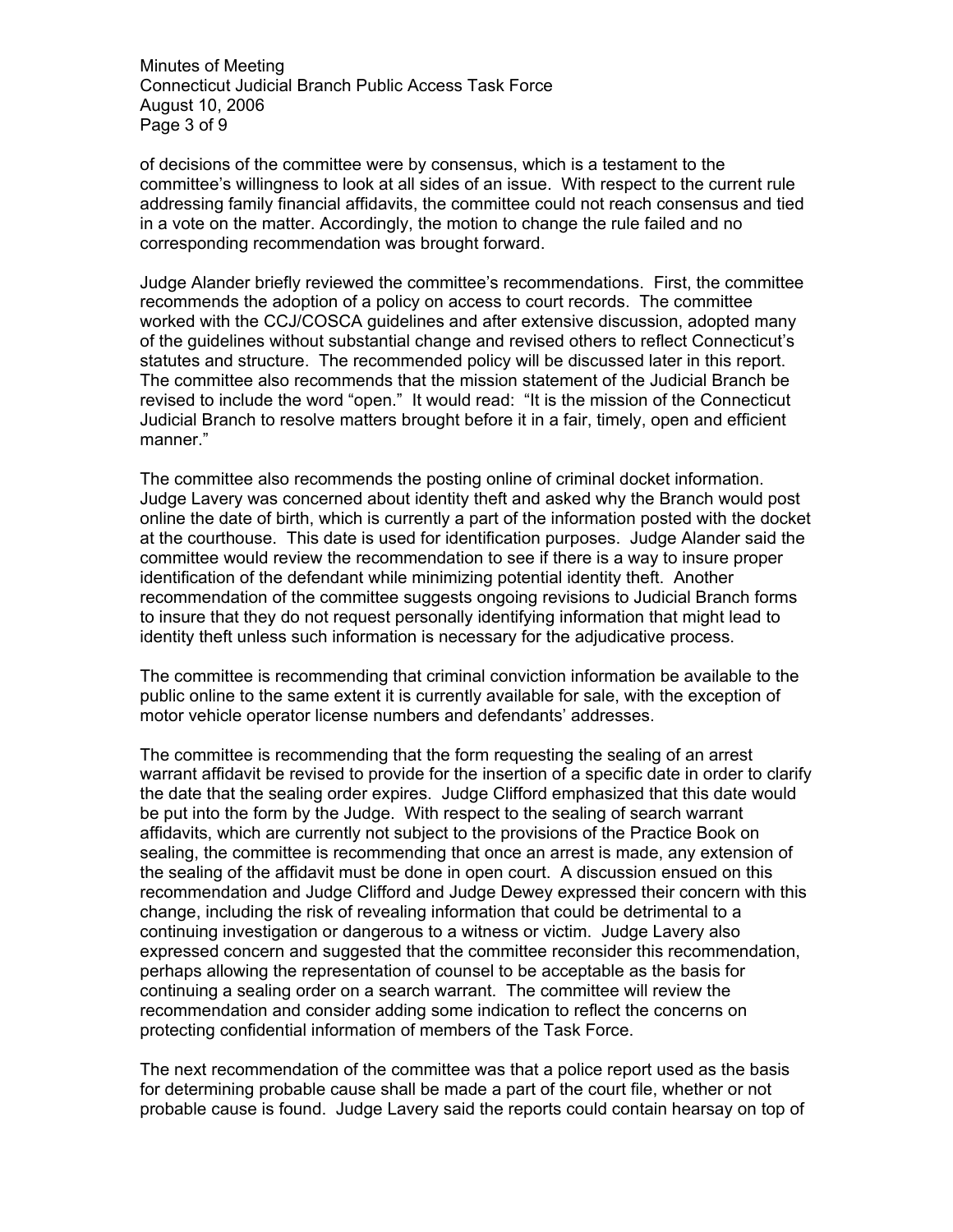of decisions of the committee were by consensus, which is a testament to the committee's willingness to look at all sides of an issue. With respect to the current rule addressing family financial affidavits, the committee could not reach consensus and tied in a vote on the matter. Accordingly, the motion to change the rule failed and no corresponding recommendation was brought forward.

Judge Alander briefly reviewed the committee's recommendations. First, the committee recommends the adoption of a policy on access to court records. The committee worked with the CCJ/COSCA guidelines and after extensive discussion, adopted many of the guidelines without substantial change and revised others to reflect Connecticut's statutes and structure. The recommended policy will be discussed later in this report. The committee also recommends that the mission statement of the Judicial Branch be revised to include the word "open." It would read: "It is the mission of the Connecticut Judicial Branch to resolve matters brought before it in a fair, timely, open and efficient manner."

The committee also recommends the posting online of criminal docket information. Judge Lavery was concerned about identity theft and asked why the Branch would post online the date of birth, which is currently a part of the information posted with the docket at the courthouse. This date is used for identification purposes. Judge Alander said the committee would review the recommendation to see if there is a way to insure proper identification of the defendant while minimizing potential identity theft. Another recommendation of the committee suggests ongoing revisions to Judicial Branch forms to insure that they do not request personally identifying information that might lead to identity theft unless such information is necessary for the adjudicative process.

The committee is recommending that criminal conviction information be available to the public online to the same extent it is currently available for sale, with the exception of motor vehicle operator license numbers and defendants' addresses.

The committee is recommending that the form requesting the sealing of an arrest warrant affidavit be revised to provide for the insertion of a specific date in order to clarify the date that the sealing order expires. Judge Clifford emphasized that this date would be put into the form by the Judge. With respect to the sealing of search warrant affidavits, which are currently not subject to the provisions of the Practice Book on sealing, the committee is recommending that once an arrest is made, any extension of the sealing of the affidavit must be done in open court. A discussion ensued on this recommendation and Judge Clifford and Judge Dewey expressed their concern with this change, including the risk of revealing information that could be detrimental to a continuing investigation or dangerous to a witness or victim. Judge Lavery also expressed concern and suggested that the committee reconsider this recommendation, perhaps allowing the representation of counsel to be acceptable as the basis for continuing a sealing order on a search warrant. The committee will review the recommendation and consider adding some indication to reflect the concerns on protecting confidential information of members of the Task Force.

The next recommendation of the committee was that a police report used as the basis for determining probable cause shall be made a part of the court file, whether or not probable cause is found. Judge Lavery said the reports could contain hearsay on top of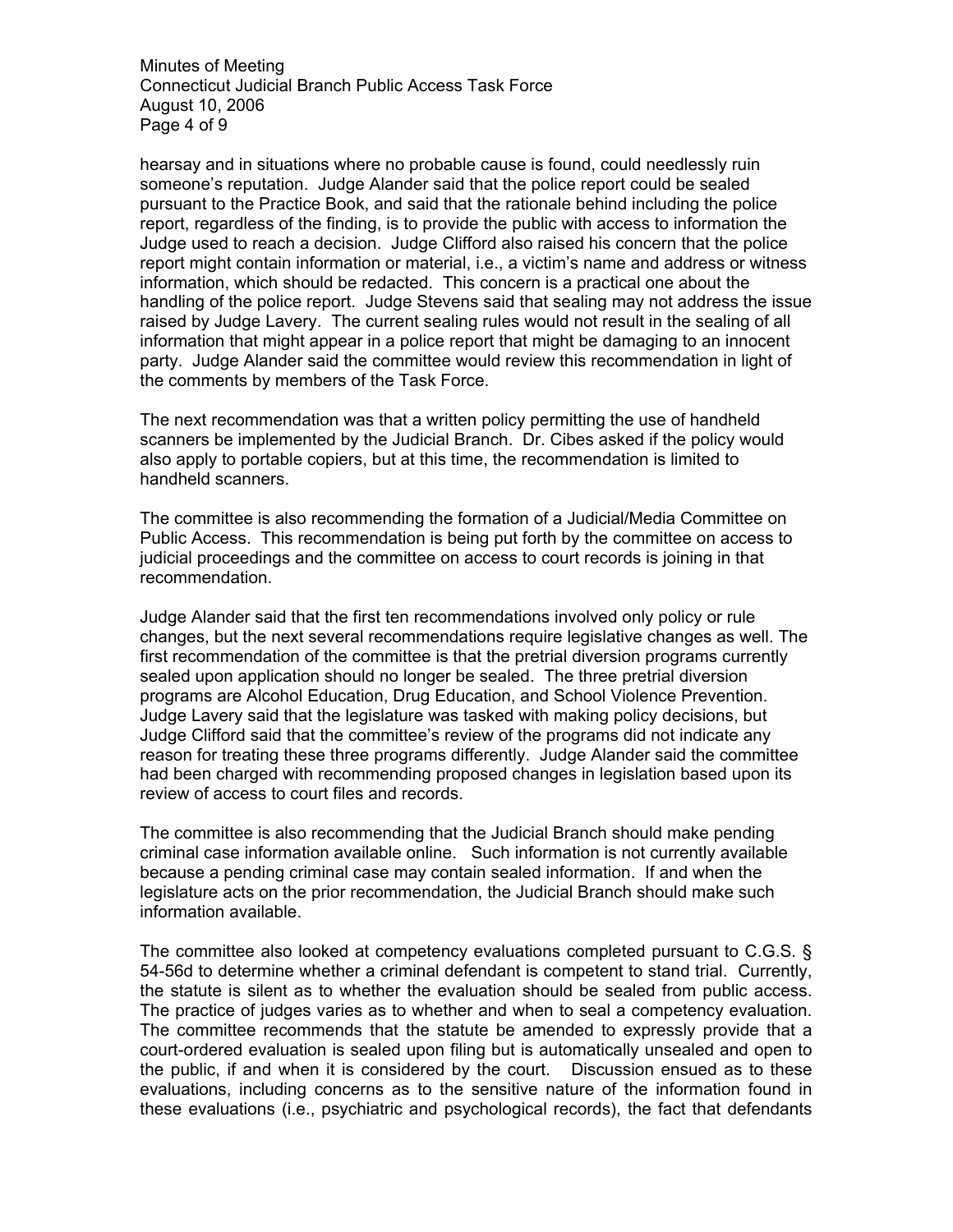hearsay and in situations where no probable cause is found, could needlessly ruin someone's reputation. Judge Alander said that the police report could be sealed pursuant to the Practice Book, and said that the rationale behind including the police report, regardless of the finding, is to provide the public with access to information the Judge used to reach a decision. Judge Clifford also raised his concern that the police report might contain information or material, i.e., a victim's name and address or witness information, which should be redacted. This concern is a practical one about the handling of the police report. Judge Stevens said that sealing may not address the issue raised by Judge Lavery. The current sealing rules would not result in the sealing of all information that might appear in a police report that might be damaging to an innocent party. Judge Alander said the committee would review this recommendation in light of the comments by members of the Task Force.

The next recommendation was that a written policy permitting the use of handheld scanners be implemented by the Judicial Branch. Dr. Cibes asked if the policy would also apply to portable copiers, but at this time, the recommendation is limited to handheld scanners.

The committee is also recommending the formation of a Judicial/Media Committee on Public Access. This recommendation is being put forth by the committee on access to judicial proceedings and the committee on access to court records is joining in that recommendation.

Judge Alander said that the first ten recommendations involved only policy or rule changes, but the next several recommendations require legislative changes as well. The first recommendation of the committee is that the pretrial diversion programs currently sealed upon application should no longer be sealed. The three pretrial diversion programs are Alcohol Education, Drug Education, and School Violence Prevention. Judge Lavery said that the legislature was tasked with making policy decisions, but Judge Clifford said that the committee's review of the programs did not indicate any reason for treating these three programs differently. Judge Alander said the committee had been charged with recommending proposed changes in legislation based upon its review of access to court files and records.

The committee is also recommending that the Judicial Branch should make pending criminal case information available online. Such information is not currently available because a pending criminal case may contain sealed information. If and when the legislature acts on the prior recommendation, the Judicial Branch should make such information available.

The committee also looked at competency evaluations completed pursuant to C.G.S. § 54-56d to determine whether a criminal defendant is competent to stand trial. Currently, the statute is silent as to whether the evaluation should be sealed from public access. The practice of judges varies as to whether and when to seal a competency evaluation. The committee recommends that the statute be amended to expressly provide that a court-ordered evaluation is sealed upon filing but is automatically unsealed and open to the public, if and when it is considered by the court. Discussion ensued as to these evaluations, including concerns as to the sensitive nature of the information found in these evaluations (i.e., psychiatric and psychological records), the fact that defendants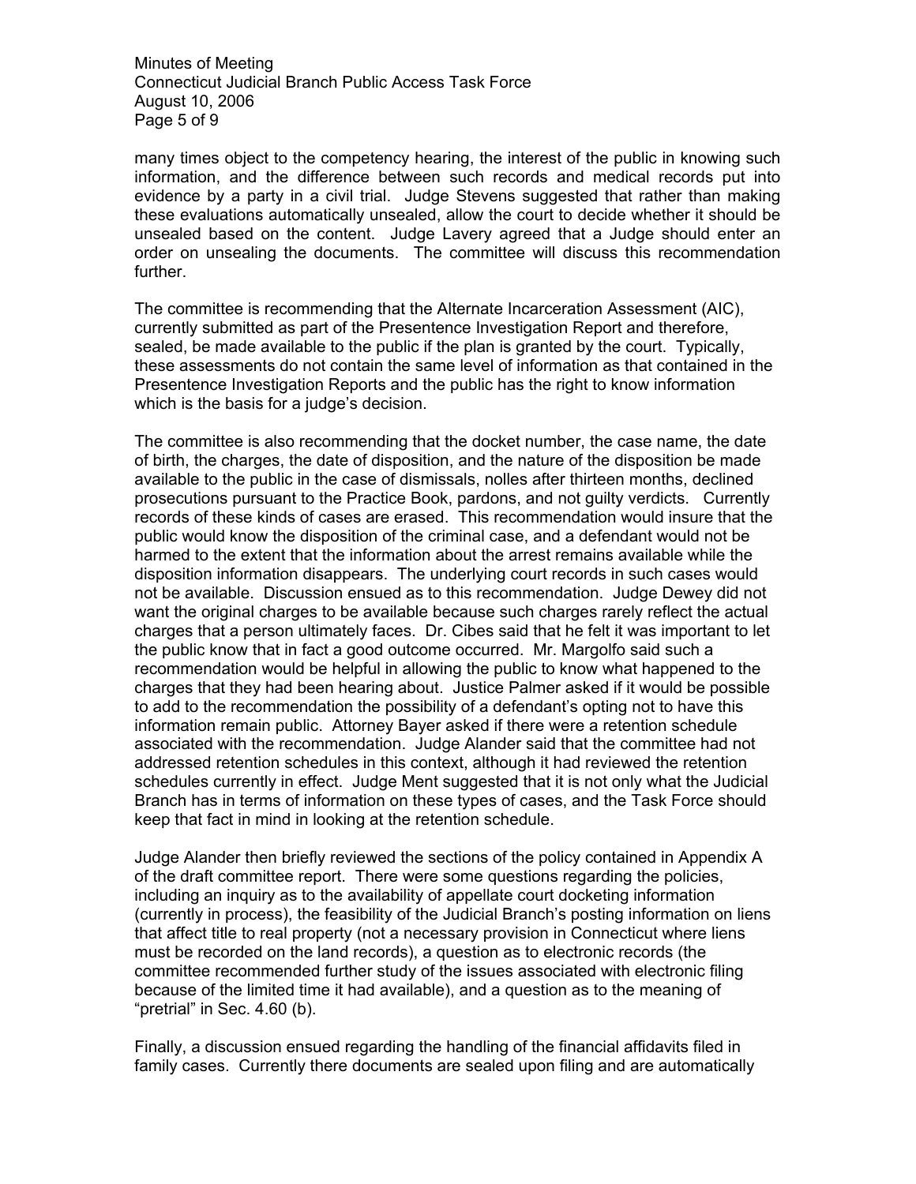many times object to the competency hearing, the interest of the public in knowing such information, and the difference between such records and medical records put into evidence by a party in a civil trial. Judge Stevens suggested that rather than making these evaluations automatically unsealed, allow the court to decide whether it should be unsealed based on the content. Judge Lavery agreed that a Judge should enter an order on unsealing the documents. The committee will discuss this recommendation further.

The committee is recommending that the Alternate Incarceration Assessment (AIC), currently submitted as part of the Presentence Investigation Report and therefore, sealed, be made available to the public if the plan is granted by the court. Typically, these assessments do not contain the same level of information as that contained in the Presentence Investigation Reports and the public has the right to know information which is the basis for a judge's decision.

The committee is also recommending that the docket number, the case name, the date of birth, the charges, the date of disposition, and the nature of the disposition be made available to the public in the case of dismissals, nolles after thirteen months, declined prosecutions pursuant to the Practice Book, pardons, and not guilty verdicts. Currently records of these kinds of cases are erased. This recommendation would insure that the public would know the disposition of the criminal case, and a defendant would not be harmed to the extent that the information about the arrest remains available while the disposition information disappears. The underlying court records in such cases would not be available. Discussion ensued as to this recommendation. Judge Dewey did not want the original charges to be available because such charges rarely reflect the actual charges that a person ultimately faces. Dr. Cibes said that he felt it was important to let the public know that in fact a good outcome occurred. Mr. Margolfo said such a recommendation would be helpful in allowing the public to know what happened to the charges that they had been hearing about. Justice Palmer asked if it would be possible to add to the recommendation the possibility of a defendant's opting not to have this information remain public. Attorney Bayer asked if there were a retention schedule associated with the recommendation. Judge Alander said that the committee had not addressed retention schedules in this context, although it had reviewed the retention schedules currently in effect. Judge Ment suggested that it is not only what the Judicial Branch has in terms of information on these types of cases, and the Task Force should keep that fact in mind in looking at the retention schedule.

Judge Alander then briefly reviewed the sections of the policy contained in Appendix A of the draft committee report. There were some questions regarding the policies, including an inquiry as to the availability of appellate court docketing information (currently in process), the feasibility of the Judicial Branch's posting information on liens that affect title to real property (not a necessary provision in Connecticut where liens must be recorded on the land records), a question as to electronic records (the committee recommended further study of the issues associated with electronic filing because of the limited time it had available), and a question as to the meaning of "pretrial" in Sec. 4.60 (b).

Finally, a discussion ensued regarding the handling of the financial affidavits filed in family cases. Currently there documents are sealed upon filing and are automatically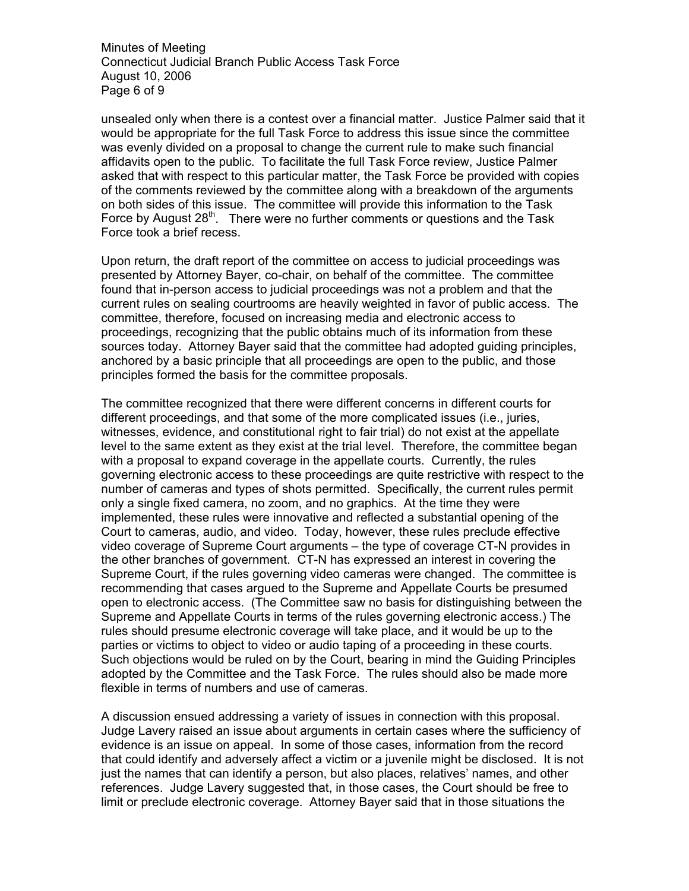unsealed only when there is a contest over a financial matter. Justice Palmer said that it would be appropriate for the full Task Force to address this issue since the committee was evenly divided on a proposal to change the current rule to make such financial affidavits open to the public. To facilitate the full Task Force review, Justice Palmer asked that with respect to this particular matter, the Task Force be provided with copies of the comments reviewed by the committee along with a breakdown of the arguments on both sides of this issue. The committee will provide this information to the Task Force by August 28th. There were no further comments or questions and the Task Force took a brief recess.

Upon return, the draft report of the committee on access to judicial proceedings was presented by Attorney Bayer, co-chair, on behalf of the committee. The committee found that in-person access to judicial proceedings was not a problem and that the current rules on sealing courtrooms are heavily weighted in favor of public access. The committee, therefore, focused on increasing media and electronic access to proceedings, recognizing that the public obtains much of its information from these sources today. Attorney Bayer said that the committee had adopted guiding principles, anchored by a basic principle that all proceedings are open to the public, and those principles formed the basis for the committee proposals.

The committee recognized that there were different concerns in different courts for different proceedings, and that some of the more complicated issues (i.e., juries, witnesses, evidence, and constitutional right to fair trial) do not exist at the appellate level to the same extent as they exist at the trial level. Therefore, the committee began with a proposal to expand coverage in the appellate courts. Currently, the rules governing electronic access to these proceedings are quite restrictive with respect to the number of cameras and types of shots permitted. Specifically, the current rules permit only a single fixed camera, no zoom, and no graphics. At the time they were implemented, these rules were innovative and reflected a substantial opening of the Court to cameras, audio, and video. Today, however, these rules preclude effective video coverage of Supreme Court arguments – the type of coverage CT-N provides in the other branches of government. CT-N has expressed an interest in covering the Supreme Court, if the rules governing video cameras were changed. The committee is recommending that cases argued to the Supreme and Appellate Courts be presumed open to electronic access. (The Committee saw no basis for distinguishing between the Supreme and Appellate Courts in terms of the rules governing electronic access.) The rules should presume electronic coverage will take place, and it would be up to the parties or victims to object to video or audio taping of a proceeding in these courts. Such objections would be ruled on by the Court, bearing in mind the Guiding Principles adopted by the Committee and the Task Force. The rules should also be made more flexible in terms of numbers and use of cameras.

A discussion ensued addressing a variety of issues in connection with this proposal. Judge Lavery raised an issue about arguments in certain cases where the sufficiency of evidence is an issue on appeal. In some of those cases, information from the record that could identify and adversely affect a victim or a juvenile might be disclosed. It is not just the names that can identify a person, but also places, relatives' names, and other references. Judge Lavery suggested that, in those cases, the Court should be free to limit or preclude electronic coverage. Attorney Bayer said that in those situations the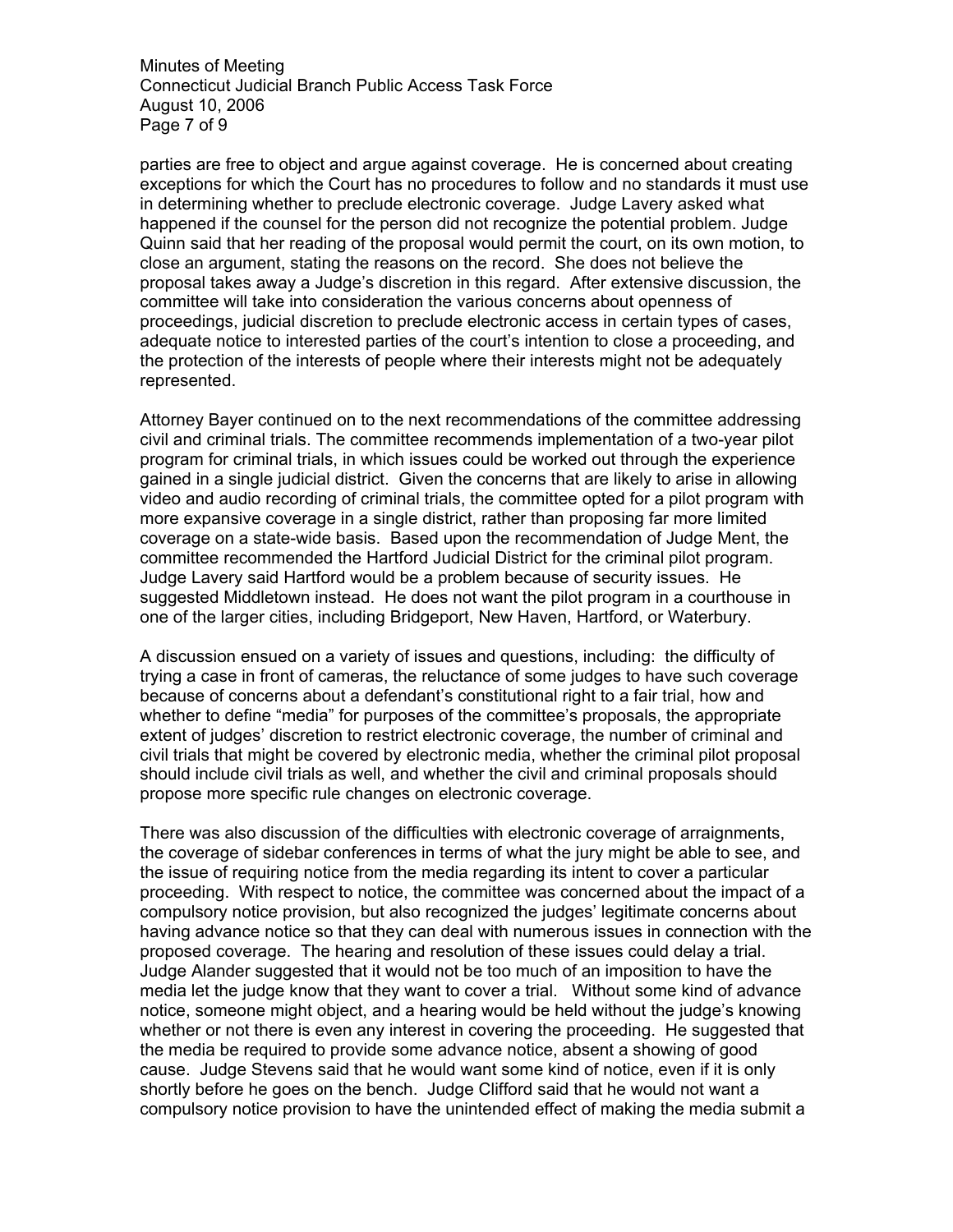parties are free to object and argue against coverage. He is concerned about creating exceptions for which the Court has no procedures to follow and no standards it must use in determining whether to preclude electronic coverage. Judge Lavery asked what happened if the counsel for the person did not recognize the potential problem. Judge Quinn said that her reading of the proposal would permit the court, on its own motion, to close an argument, stating the reasons on the record. She does not believe the proposal takes away a Judge's discretion in this regard. After extensive discussion, the committee will take into consideration the various concerns about openness of proceedings, judicial discretion to preclude electronic access in certain types of cases, adequate notice to interested parties of the court's intention to close a proceeding, and the protection of the interests of people where their interests might not be adequately represented.

Attorney Bayer continued on to the next recommendations of the committee addressing civil and criminal trials. The committee recommends implementation of a two-year pilot program for criminal trials, in which issues could be worked out through the experience gained in a single judicial district. Given the concerns that are likely to arise in allowing video and audio recording of criminal trials, the committee opted for a pilot program with more expansive coverage in a single district, rather than proposing far more limited coverage on a state-wide basis. Based upon the recommendation of Judge Ment, the committee recommended the Hartford Judicial District for the criminal pilot program. Judge Lavery said Hartford would be a problem because of security issues. He suggested Middletown instead. He does not want the pilot program in a courthouse in one of the larger cities, including Bridgeport, New Haven, Hartford, or Waterbury.

A discussion ensued on a variety of issues and questions, including: the difficulty of trying a case in front of cameras, the reluctance of some judges to have such coverage because of concerns about a defendant's constitutional right to a fair trial, how and whether to define "media" for purposes of the committee's proposals, the appropriate extent of judges' discretion to restrict electronic coverage, the number of criminal and civil trials that might be covered by electronic media, whether the criminal pilot proposal should include civil trials as well, and whether the civil and criminal proposals should propose more specific rule changes on electronic coverage.

There was also discussion of the difficulties with electronic coverage of arraignments, the coverage of sidebar conferences in terms of what the jury might be able to see, and the issue of requiring notice from the media regarding its intent to cover a particular proceeding. With respect to notice, the committee was concerned about the impact of a compulsory notice provision, but also recognized the judges' legitimate concerns about having advance notice so that they can deal with numerous issues in connection with the proposed coverage. The hearing and resolution of these issues could delay a trial. Judge Alander suggested that it would not be too much of an imposition to have the media let the judge know that they want to cover a trial. Without some kind of advance notice, someone might object, and a hearing would be held without the judge's knowing whether or not there is even any interest in covering the proceeding. He suggested that the media be required to provide some advance notice, absent a showing of good cause. Judge Stevens said that he would want some kind of notice, even if it is only shortly before he goes on the bench. Judge Clifford said that he would not want a compulsory notice provision to have the unintended effect of making the media submit a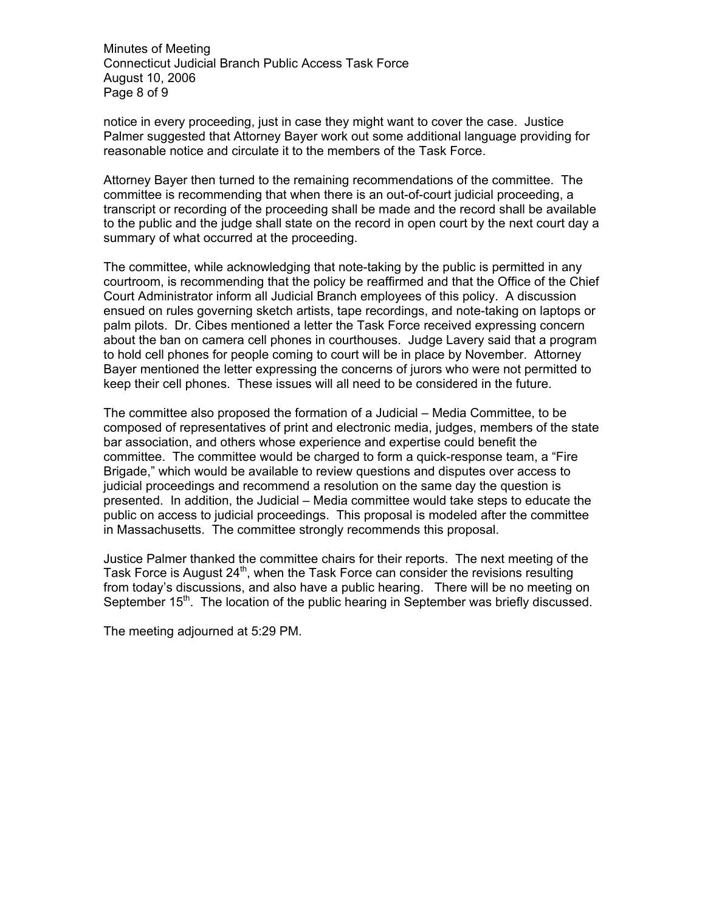notice in every proceeding, just in case they might want to cover the case. Justice Palmer suggested that Attorney Bayer work out some additional language providing for reasonable notice and circulate it to the members of the Task Force.

Attorney Bayer then turned to the remaining recommendations of the committee. The committee is recommending that when there is an out-of-court judicial proceeding, a transcript or recording of the proceeding shall be made and the record shall be available to the public and the judge shall state on the record in open court by the next court day a summary of what occurred at the proceeding.

The committee, while acknowledging that note-taking by the public is permitted in any courtroom, is recommending that the policy be reaffirmed and that the Office of the Chief Court Administrator inform all Judicial Branch employees of this policy. A discussion ensued on rules governing sketch artists, tape recordings, and note-taking on laptops or palm pilots. Dr. Cibes mentioned a letter the Task Force received expressing concern about the ban on camera cell phones in courthouses. Judge Lavery said that a program to hold cell phones for people coming to court will be in place by November. Attorney Bayer mentioned the letter expressing the concerns of jurors who were not permitted to keep their cell phones. These issues will all need to be considered in the future.

The committee also proposed the formation of a Judicial – Media Committee, to be composed of representatives of print and electronic media, judges, members of the state bar association, and others whose experience and expertise could benefit the committee. The committee would be charged to form a quick-response team, a "Fire Brigade," which would be available to review questions and disputes over access to judicial proceedings and recommend a resolution on the same day the question is presented. In addition, the Judicial – Media committee would take steps to educate the public on access to judicial proceedings. This proposal is modeled after the committee in Massachusetts. The committee strongly recommends this proposal.

Justice Palmer thanked the committee chairs for their reports. The next meeting of the Task Force is August 24th, when the Task Force can consider the revisions resulting from today's discussions, and also have a public hearing. There will be no meeting on September 15th. The location of the public hearing in September was briefly discussed.

The meeting adjourned at 5:29 PM.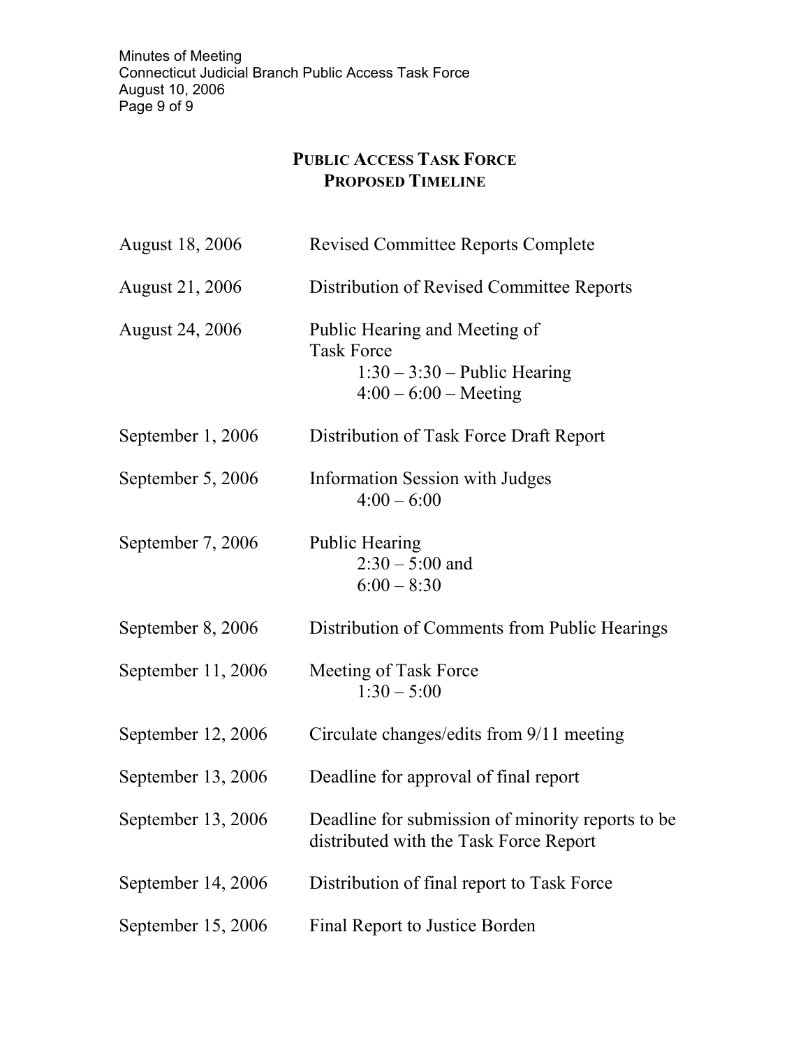# PUBLIC ACCESS TASK FORCE
## PROPOSED TIMELINE

| | |
|---|---|
| August 18, 2006 | Revised Committee Reports Complete |
| August 21, 2006 | Distribution of Revised Committee Reports |
| August 24, 2006 | Public Hearing and Meeting of Task Force<br>1:30 – 3:30 – Public Hearing<br>4:00 – 6:00 – Meeting |
| September 1, 2006 | Distribution of Task Force Draft Report |
| September 5, 2006 | Information Session with Judges<br>4:00 – 6:00 |
| September 7, 2006 | Public Hearing<br>2:30 – 5:00 and<br>6:00 – 8:30 |
| September 8, 2006 | Distribution of Comments from Public Hearings |
| September 11, 2006 | Meeting of Task Force<br>1:30 – 5:00 |
| September 12, 2006 | Circulate changes/edits from 9/11 meeting |
| September 13, 2006 | Deadline for approval of final report |
| September 13, 2006 | Deadline for submission of minority reports to be distributed with the Task Force Report |
| September 14, 2006 | Distribution of final report to Task Force |
| September 15, 2006 | Final Report to Justice Borden |